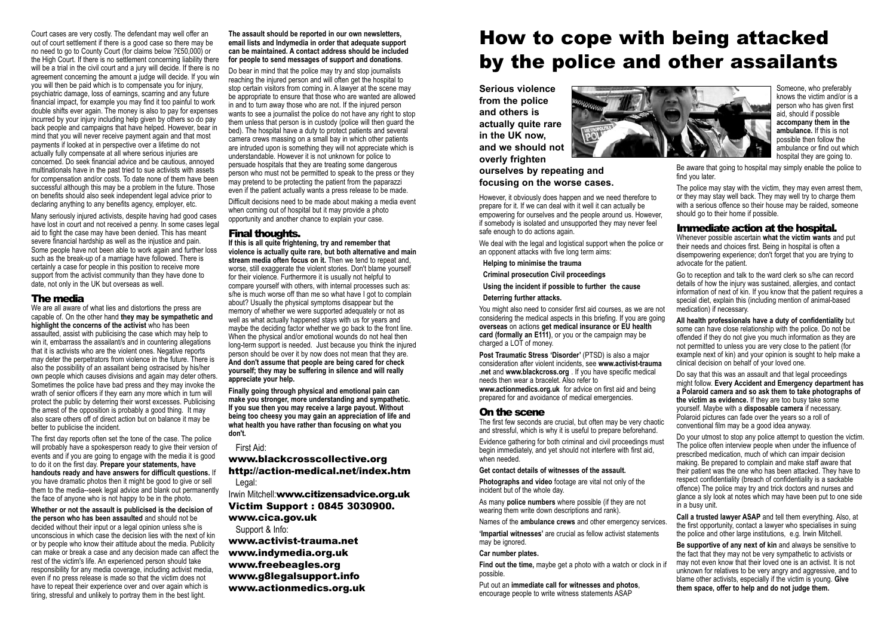Court cases are very costly. The defendant may well offer an out of court settlement if there is a good case so there may be no need to go to County Court (for claims below ?£50,000) or the High Court. If there is no settlement concerning liability there will be a trial in the civil court and a jury will decide. If there is no agreement concerning the amount a judge will decide. If you win you will then be paid which is to compensate you for injury, psychiatric damage, loss of earnings, scarring and any future financial impact, for example you may find it too painful to work double shifts ever again. The money is also to pay for expenses incurred by your injury including help given by others so do pay back people and campaigns that have helped. However, bear in mind that you will never receive payment again and that most payments if looked at in perspective over a lifetime do not actually fully compensate at all where serious injuries are concerned. Do seek financial advice and be cautious, annoyed multinationals have in the past tried to sue activists with assets for compensation and/or costs. To date none of them have been successful although this may be a problem in the future. Those on benefits should also seek independent legal advice prior to declaring anything to any benefits agency, employer, etc.

Many seriously injured activists, despite having had good cases have lost in court and not received a penny. In some cases legal aid to fight the case may have been denied. This has meant severe financial hardship as well as the injustice and pain. Some people have not been able to work again and further loss such as the break-up of a marriage have followed. There is certainly a case for people in this position to receive more support from the activist community than they have done to date, not only in the UK but overseas as well.

## The media

We are all aware of what lies and distortions the press are capable of. On the other hand **they may be sympathetic and highlight the concerns of the activist** who has been assaulted, assist with publicising the case which may help to win it, embarrass the assailant/s and in countering allegations that it is activists who are the violent ones. Negative reports may deter the perpetrators from violence in the future. There is also the possibility of an assailant being ostracised by his/her own people which causes divisions and again may deter others. Sometimes the police have bad press and they may invoke the wrath of senior officers if they earn any more which in turn will protect the public by deterring their worst excesses. Publicising the arrest of the opposition is probably a good thing. It may also scare others off of direct action but on balance it may be better to publicise the incident.

The first day reports often set the tone of the case. The police will probably have a spokesperson ready to give their version of events and if you are going to engage with the media it is good to do it on the first day. **Prepare your statements, have handouts ready and have answers for difficult questions.** If you have dramatic photos then it might be good to give or sell them to the media--seek legal advice and blank out permanently the face of anyone who is not happy to be in the photo.

**Whether or not the assault is publicised is the decision of the person who has been assaulted** and should not be decided without their input or a legal opinion unless s/he is unconscious in which case the decision lies with the next of kin or by people who know their attitude about the media. Publicity can make or break a case and any decision made can affect the rest of the victim's life. An experienced person should take responsibility for any media coverage, including activist media, even if no press release is made so that the victim does not have to repeat their experience over and over again which is tiring, stressful and unlikely to portray them in the best light.

**The assault should be reported in our own newsletters, email lists and Indymedia in order that adequate support can be maintained. A contact address should be included for people to send messages of support and donations**.

Do bear in mind that the police may try and stop journalists reaching the injured person and will often get the hospital to stop certain visitors from coming in. A lawyer at the scene may be appropriate to ensure that those who are wanted are allowed in and to turn away those who are not. If the injured person wants to see a journalist the police do not have any right to stop them unless that person is in custody (police will then guard the bed). The hospital have a duty to protect patients and several camera crews massing on a small bay in which other patients are intruded upon is something they will not appreciate which is understandable. However it is not unknown for police to persuade hospitals that they are treating some dangerous person who must not be permitted to speak to the press or they may pretend to be protecting the patient from the paparazzi even if the patient actually wants a press release to be made.

Difficult decisions need to be made about making a media event when coming out of hospital but it may provide a photo opportunity and another chance to explain your case.

## Final thoughts.

**If this is all quite frightening, try and remember that violence is actually quite rare, but both alternative and main stream media often focus on it.** Then we tend to repeat and, worse, still exaggerate the violent stories. Don't blame yourself for their violence. Furthermore it is usually not helpful to compare yourself with others, with internal processes such as: s/he is much worse off than me so what have I got to complain about? Usually the physical symptoms disappear but the memory of whether we were supported adequately or not as well as what actually happened stays with us for years and maybe the deciding factor whether we go back to the front line. When the physical and/or emotional wounds do not heal then long-term support is needed. Just because you think the injured person should be over it by now does not mean that they are. **And don't assume that people are being cared for check yourself; they may be suffering in silence and will really appreciate your help.**

**Finally going through physical and emotional pain can make you stronger, more understanding and sympathetic. If you sue then you may receive a large payout. Without being too cheesy you may gain an appreciation of life and what health you have rather than focusing on what you don't.**

First Aid:

**www.blackcrosscollective.org**
**http://action-medical.net/index.htm**

Legal:

Irwin Mitchell: **www.citizensadvice.org.uk**
**Victim Support : 0845 3030900.**
**www.cica.gov.uk**

Support & Info:

**www.activist-trauma.net**
**www.indymedia.org.uk**
**www.freebeagles.org**
**www.g8legalsupport.info**
**www.actionmedics.org.uk**

# How to cope with being attacked by the police and other assailants

**Serious violence from the police and others is actually quite rare in the UK now, and we should not overly frighten ourselves by repeating and focusing on the worse cases.**

However, it obviously does happen and we need therefore to prepare for it. If we can deal with it well it can actually be empowering for ourselves and the people around us. However, if somebody is isolated and unsupported they may never feel safe enough to do actions again.

We deal with the legal and logistical support when the police or an opponent attacks with five long term aims:

- **Helping to minimise the trauma**
- **Criminal prosecution Civil proceedings**
- **Using the incident if possible to further the cause**
- **Deterring further attacks.**

You might also need to consider first aid courses, as we are not considering the medical aspects in this briefing. If you are going **overseas** on actions **get medical insurance or EU health card (formally an E111)**, or you or the campaign may be charged a LOT of money.

**Post Traumatic Stress 'Disorder'** (PTSD) is also a major consideration after violent incidents, see **www.activist-trauma .net** and **www.blackcross.org** . If you have specific medical needs then wear a bracelet. Also refer to **www.actionmedics.org.uk** for advice on first aid and being prepared for and avoidance of medical emergencies.

## On the scene

The first few seconds are crucial, but often may be very chaotic and stressful, which is why it is useful to prepare beforehand.

Evidence gathering for both criminal and civil proceedings must begin immediately, and yet should not interfere with first aid, when needed.

**Get contact details of witnesses of the assault.**

**Photographs and video** footage are vital not only of the incident but of the whole day.

As many **police numbers** where possible (if they are not wearing them write down descriptions and rank).

Names of the **ambulance crews** and other emergency services.

**'Impartial witnesses'** are crucial as fellow activist statements may be ignored.

**Car number plates.**

**Find out the time,** maybe get a photo with a watch or clock in if possible.

Put out an **immediate call for witnesses and photos**, encourage people to write witness statements ASAP

Someone, who preferably knows the victim and/or is a person who has given first aid, should if possible **accompany them in the ambulance.** If this is not possible then follow the ambulance or find out which hospital they are going to.

Be aware that going to hospital may simply enable the police to find you later.

The police may stay with the victim, they may even arrest them, or they may stay well back. They may well try to charge them with a serious offence so their house may be raided, someone should go to their home if possible.

## Immediate action at the hospital.

Whenever possible ascertain **what the victim wants** and put their needs and choices first. Being in hospital is often a disempowering experience; don't forget that you are trying to advocate for the patient.

Go to reception and talk to the ward clerk so s/he can record details of how the injury was sustained, allergies, and contact information of next of kin. If you know that the patient requires a special diet, explain this (including mention of animal-based medication) if necessary.

**All health professionals have a duty of confidentiality** but some can have close relationship with the police. Do not be offended if they do not give you much information as they are not permitted to unless you are very close to the patient (for example next of kin) and your opinion is sought to help make a clinical decision on behalf of your loved one.

Do say that this was an assault and that legal proceedings might follow. **Every Accident and Emergency department has a Polaroid camera and so ask them to take photographs of the victim as evidence.** If they are too busy take some yourself. Maybe with a **disposable camera** if necessary. Polaroid pictures can fade over the years so a roll of conventional film may be a good idea anyway.

Do your utmost to stop any police attempt to question the victim. The police often interview people when under the influence of prescribed medication, much of which can impair decision making. Be prepared to complain and make staff aware that their patient was the one who has been attacked. They have to respect confidentiality (breach of confidentiality is a sackable offence) The police may try and trick doctors and nurses and glance a sly look at notes which may have been put to one side in a busy unit.

**Call a trusted lawyer ASAP** and tell them everything. Also, at the first opportunity, contact a lawyer who specialises in suing the police and other large institutions, e.g. Irwin Mitchell.

**Be supportive of any next of kin** and always be sensitive to the fact that they may not be very sympathetic to activists or may not even know that their loved one is an activist. It is not unknown for relatives to be very angry and aggressive, and to blame other activists, especially if the victim is young. **Give them space, offer to help and do not judge them.**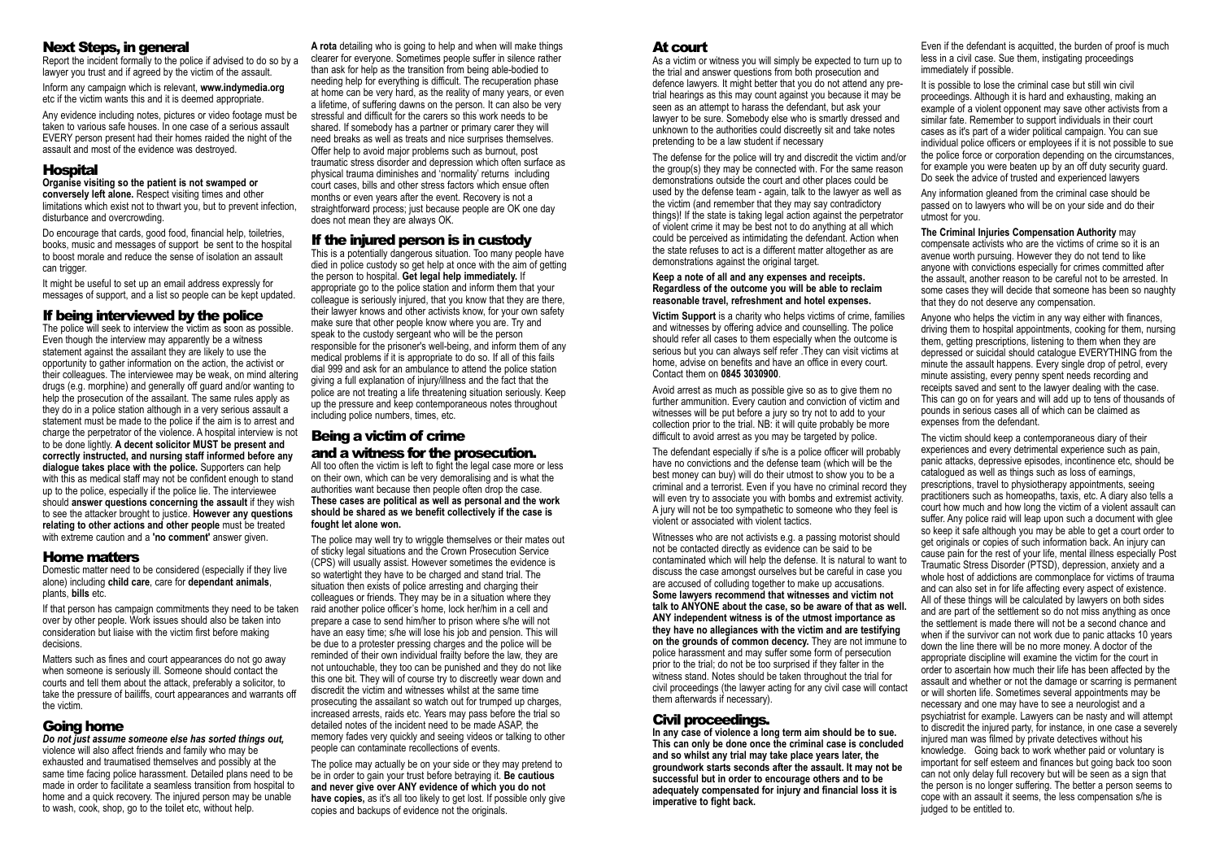## Next Steps, in general

Report the incident formally to the police if advised to do so by a lawyer you trust and if agreed by the victim of the assault.

Inform any campaign which is relevant, **www.indymedia.org** etc if the victim wants this and it is deemed appropriate.

Any evidence including notes, pictures or video footage must be taken to various safe houses. In one case of a serious assault EVERY person present had their homes raided the night of the assault and most of the evidence was destroyed.

## Hospital

**Organise visiting so the patient is not swamped or conversely left alone.** Respect visiting times and other limitations which exist not to thwart you, but to prevent infection, disturbance and overcrowding.

Do encourage that cards, good food, financial help, toiletries, books, music and messages of support be sent to the hospital to boost morale and reduce the sense of isolation an assault can trigger.

It might be useful to set up an email address expressly for messages of support, and a list so people can be kept updated.

## If being interviewed by the police

The police will seek to interview the victim as soon as possible. Even though the interview may apparently be a witness statement against the assailant they are likely to use the opportunity to gather information on the action, the activist or their colleagues. The interviewee may be weak, on mind altering drugs (e.g. morphine) and generally off guard and/or wanting to help the prosecution of the assailant. The same rules apply as they do in a police station although in a very serious assault a statement must be made to the police if the aim is to arrest and charge the perpetrator of the violence. A hospital interview is not to be done lightly. **A decent solicitor MUST be present and correctly instructed, and nursing staff informed before any dialogue takes place with the police.** Supporters can help with this as medical staff may not be confident enough to stand up to the police, especially if the police lie. The interviewee should **answer questions concerning the assault** if they wish to see the attacker brought to justice. **However any questions relating to other actions and other people** must be treated with extreme caution and a **'no comment'** answer given.

## Home matters

Domestic matter need to be considered (especially if they live alone) including **child care**, care for **dependant animals**, plants, **bills** etc.

If that person has campaign commitments they need to be taken over by other people. Work issues should also be taken into consideration but liaise with the victim first before making decisions.

Matters such as fines and court appearances do not go away when someone is seriously ill. Someone should contact the courts and tell them about the attack, preferably a solicitor, to take the pressure of bailiffs, court appearances and warrants off the victim.

## Going home

***Do not just assume someone else has sorted things out,*** violence will also affect friends and family who may be exhausted and traumatised themselves and possibly at the same time facing police harassment. Detailed plans need to be made in order to facilitate a seamless transition from hospital to home and a quick recovery. The injured person may be unable to wash, cook, shop, go to the toilet etc, without help.

**A rota** detailing who is going to help and when will make things clearer for everyone. Sometimes people suffer in silence rather than ask for help as the transition from being able-bodied to needing help for everything is difficult. The recuperation phase at home can be very hard, as the reality of many years, or even a lifetime, of suffering dawns on the person. It can also be very stressful and difficult for the carers so this work needs to be shared. If somebody has a partner or primary carer they will need breaks as well as treats and nice surprises themselves. Offer help to avoid major problems such as burnout, post traumatic stress disorder and depression which often surface as physical trauma diminishes and 'normality' returns including court cases, bills and other stress factors which ensue often months or even years after the event. Recovery is not a straightforward process; just because people are OK one day does not mean they are always OK.

## If the injured person is in custody

This is a potentially dangerous situation. Too many people have died in police custody so get help at once with the aim of getting the person to hospital. **Get legal help immediately.** If appropriate go to the police station and inform them that your colleague is seriously injured, that you know that they are there, their lawyer knows and other activists know, for your own safety make sure that other people know where you are. Try and speak to the custody sergeant who will be the person responsible for the prisoner's well-being, and inform them of any medical problems if it is appropriate to do so. If all of this fails dial 999 and ask for an ambulance to attend the police station giving a full explanation of injury/illness and the fact that the police are not treating a life threatening situation seriously. Keep up the pressure and keep contemporaneous notes throughout including police numbers, times, etc.

## Being a victim of crime and a witness for the prosecution.

All too often the victim is left to fight the legal case more or less on their own, which can be very demoralising and is what the authorities want because then people often drop the case. **These cases are political as well as personal and the work should be shared as we benefit collectively if the case is fought let alone won.**

The police may well try to wriggle themselves or their mates out of sticky legal situations and the Crown Prosecution Service (CPS) will usually assist. However sometimes the evidence is so watertight they have to be charged and stand trial. The situation then exists of police arresting and charging their colleagues or friends. They may be in a situation where they raid another police officer's home, lock her/him in a cell and prepare a case to send him/her to prison where s/he will not have an easy time; s/he will lose his job and pension. This will be due to a protester pressing charges and the police will be reminded of their own individual frailty before the law, they are not untouchable, they too can be punished and they do not like this one bit. They will of course try to discreetly wear down and discredit the victim and witnesses whilst at the same time prosecuting the assailant so watch out for trumped up charges, increased arrests, raids etc. Years may pass before the trial so detailed notes of the incident need to be made ASAP, the memory fades very quickly and seeing videos or talking to other people can contaminate recollections of events.

The police may actually be on your side or they may pretend to be in order to gain your trust before betraying it. **Be cautious and never give over ANY evidence of which you do not have copies,** as it's all too likely to get lost. If possible only give copies and backups of evidence not the originals.

## At court

As a victim or witness you will simply be expected to turn up to the trial and answer questions from both prosecution and defence lawyers. It might better that you do not attend any pre-trial hearings as this may count against you because it may be seen as an attempt to harass the defendant, but ask your lawyer to be sure. Somebody else who is smartly dressed and unknown to the authorities could discreetly sit and take notes pretending to be a law student if necessary

The defense for the police will try and discredit the victim and/or the group(s) they may be connected with. For the same reason demonstrations outside the court and other places could be used by the defense team - again, talk to the lawyer as well as the victim (and remember that they may say contradictory things)! If the state is taking legal action against the perpetrator of violent crime it may be best not to do anything at all which could be perceived as intimidating the defendant. Action when the state refuses to act is a different matter altogether as are demonstrations against the original target.

**Keep a note of all and any expenses and receipts. Regardless of the outcome you will be able to reclaim reasonable travel, refreshment and hotel expenses.**

**Victim Support** is a charity who helps victims of crime, families and witnesses by offering advice and counselling. The police should refer all cases to them especially when the outcome is serious but you can always self refer .They can visit victims at home, advise on benefits and have an office in every court. Contact them on **0845 3030900**.

Avoid arrest as much as possible give so as to give them no further ammunition. Every caution and conviction of victim and witnesses will be put before a jury so try not to add to your collection prior to the trial. NB: it will quite probably be more difficult to avoid arrest as you may be targeted by police.

The defendant especially if s/he is a police officer will probably have no convictions and the defense team (which will be the best money can buy) will do their utmost to show you to be a criminal and a terrorist. Even if you have no criminal record they will even try to associate you with bombs and extremist activity. A jury will not be too sympathetic to someone who they feel is violent or associated with violent tactics.

Witnesses who are not activists e.g. a passing motorist should not be contacted directly as evidence can be said to be contaminated which will help the defense. It is natural to want to discuss the case amongst ourselves but be careful in case you are accused of colluding together to make up accusations. **Some lawyers recommend that witnesses and victim not talk to ANYONE about the case, so be aware of that as well. ANY independent witness is of the utmost importance as they have no allegiances with the victim and are testifying on the grounds of common decency.** They are not immune to police harassment and may suffer some form of persecution prior to the trial; do not be too surprised if they falter in the witness stand. Notes should be taken throughout the trial for civil proceedings (the lawyer acting for any civil case will contact them afterwards if necessary).

## Civil proceedings.

**In any case of violence a long term aim should be to sue. This can only be done once the criminal case is concluded and so whilst any trial may take place years later, the groundwork starts seconds after the assault. It may not be successful but in order to encourage others and to be adequately compensated for injury and financial loss it is imperative to fight back.**

Even if the defendant is acquitted, the burden of proof is much less in a civil case. Sue them, instigating proceedings immediately if possible.

It is possible to lose the criminal case but still win civil proceedings. Although it is hard and exhausting, making an example of a violent opponent may save other activists from a similar fate. Remember to support individuals in their court cases as it's part of a wider political campaign. You can sue individual police officers or employees if it is not possible to sue the police force or corporation depending on the circumstances, for example you were beaten up by an off duty security guard. Do seek the advice of trusted and experienced lawyers

Any information gleaned from the criminal case should be passed on to lawyers who will be on your side and do their utmost for you.

**The Criminal Injuries Compensation Authority** may compensate activists who are the victims of crime so it is an avenue worth pursuing. However they do not tend to like anyone with convictions especially for crimes committed after the assault, another reason to be careful not to be arrested. In some cases they will decide that someone has been so naughty that they do not deserve any compensation.

Anyone who helps the victim in any way either with finances, driving them to hospital appointments, cooking for them, nursing them, getting prescriptions, listening to them when they are depressed or suicidal should catalogue EVERYTHING from the minute the assault happens. Every single drop of petrol, every minute assisting, every penny spent needs recording and receipts saved and sent to the lawyer dealing with the case. This can go on for years and will add up to tens of thousands of pounds in serious cases all of which can be claimed as expenses from the defendant.

The victim should keep a contemporaneous diary of their experiences and every detrimental experience such as pain, panic attacks, depressive episodes, incontinence etc, should be catalogued as well as things such as loss of earnings, prescriptions, travel to physiotherapy appointments, seeing practitioners such as homeopaths, taxis, etc. A diary also tells a court how much and how long the victim of a violent assault can suffer. Any police raid will leap upon such a document with glee so keep it safe although you may be able to get a court order to get originals or copies of such information back. An injury can cause pain for the rest of your life, mental illness especially Post Traumatic Stress Disorder (PTSD), depression, anxiety and a whole host of addictions are commonplace for victims of trauma and can also set in for life affecting every aspect of existence. All of these things will be calculated by lawyers on both sides and are part of the settlement so do not miss anything as once the settlement is made there will not be a second chance and when if the survivor can not work due to panic attacks 10 years down the line there will be no more money. A doctor of the appropriate discipline will examine the victim for the court in order to ascertain how much their life has been affected by the assault and whether or not the damage or scarring is permanent or will shorten life. Sometimes several appointments may be necessary and one may have to see a neurologist and a psychiatrist for example. Lawyers can be nasty and will attempt to discredit the injured party, for instance, in one case a severely injured man was filmed by private detectives without his knowledge. Going back to work whether paid or voluntary is important for self esteem and finances but going back too soon can not only delay full recovery but will be seen as a sign that the person is no longer suffering. The better a person seems to cope with an assault it seems, the less compensation s/he is judged to be entitled to.